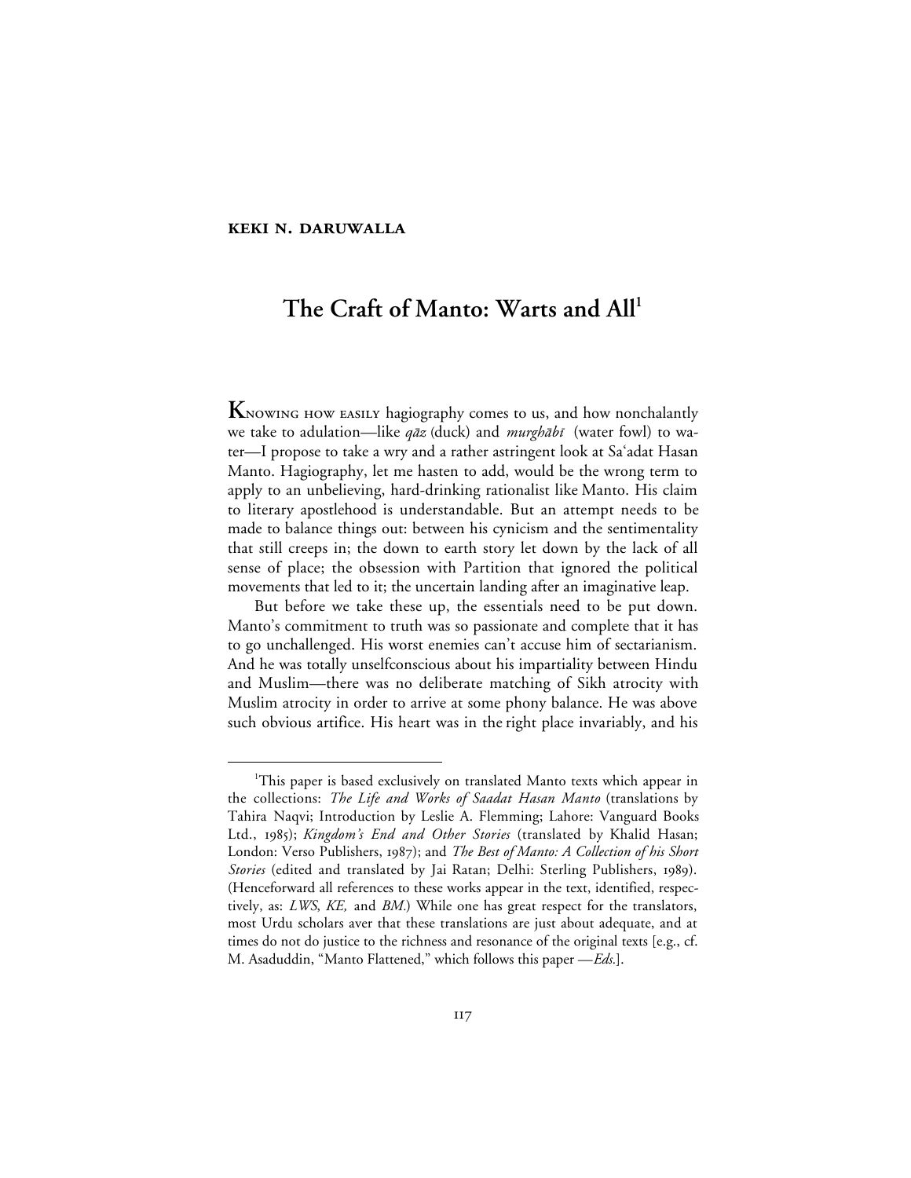**KEKI N. DARUWALLA**

# The Craft of Manto: Warts and All[1]

KNOWING HOW EASILY hagiography comes to us, and how nonchalantly we take to adulation—like *qāz* (duck) and *murghābī* (water fowl) to water—I propose to take a wry and a rather astringent look at Sa'adat Hasan Manto. Hagiography, let me hasten to add, would be the wrong term to apply to an unbelieving, hard-drinking rationalist like Manto. His claim to literary apostlehood is understandable. But an attempt needs to be made to balance things out: between his cynicism and the sentimentality that still creeps in; the down to earth story let down by the lack of all sense of place; the obsession with Partition that ignored the political movements that led to it; the uncertain landing after an imaginative leap.

But before we take these up, the essentials need to be put down. Manto's commitment to truth was so passionate and complete that it has to go unchallenged. His worst enemies can't accuse him of sectarianism. And he was totally unselfconscious about his impartiality between Hindu and Muslim—there was no deliberate matching of Sikh atrocity with Muslim atrocity in order to arrive at some phony balance. He was above such obvious artifice. His heart was in the right place invariably, and his

---

[1]This paper is based exclusively on translated Manto texts which appear in the collections: *The Life and Works of Saadat Hasan Manto* (translations by Tahira Naqvi; Introduction by Leslie A. Flemming; Lahore: Vanguard Books Ltd., 1985); *Kingdom's End and Other Stories* (translated by Khalid Hasan; London: Verso Publishers, 1987); and *The Best of Manto: A Collection of his Short Stories* (edited and translated by Jai Ratan; Delhi: Sterling Publishers, 1989). (Henceforward all references to these works appear in the text, identified, respectively, as: *LWS*, *KE,* and *BM.*) While one has great respect for the translators, most Urdu scholars aver that these translations are just about adequate, and at times do not do justice to the richness and resonance of the original texts [e.g., cf. M. Asaduddin, "Manto Flattened," which follows this paper —*Eds.*].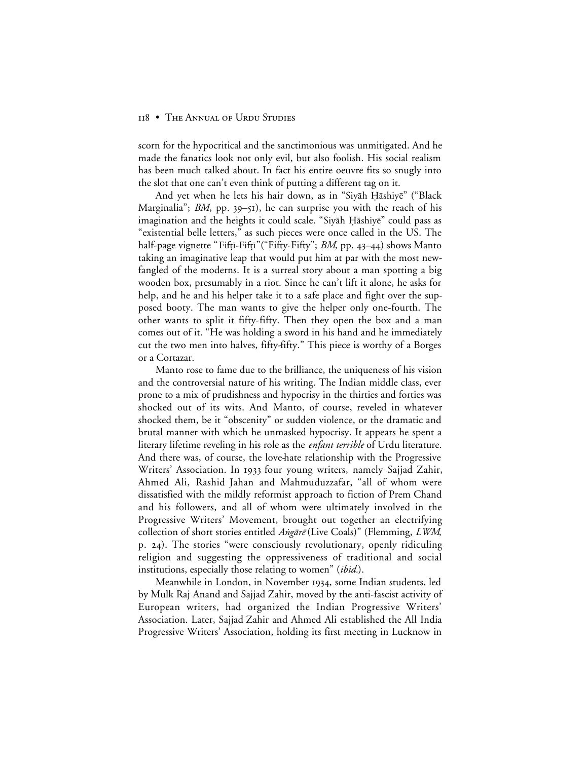scorn for the hypocritical and the sanctimonious was unmitigated. And he made the fanatics look not only evil, but also foolish. His social realism has been much talked about. In fact his entire oeuvre fits so snugly into the slot that one can't even think of putting a different tag on it.

And yet when he lets his hair down, as in "Siyāh Ḥāshiyē" ("Black Marginalia"; *BM*, pp. 39–51), he can surprise you with the reach of his imagination and the heights it could scale. "Siyāh Ḥāshiyē" could pass as "existential belle letters," as such pieces were once called in the US. The half-page vignette "Fifṭī-Fifṭī"("Fifty-Fifty"; *BM*, pp. 43–44) shows Manto taking an imaginative leap that would put him at par with the most newfangled of the moderns. It is a surreal story about a man spotting a big wooden box, presumably in a riot. Since he can't lift it alone, he asks for help, and he and his helper take it to a safe place and fight over the supposed booty. The man wants to give the helper only one-fourth. The other wants to split it fifty-fifty. Then they open the box and a man comes out of it. "He was holding a sword in his hand and he immediately cut the two men into halves, fifty-fifty." This piece is worthy of a Borges or a Cortazar.

Manto rose to fame due to the brilliance, the uniqueness of his vision and the controversial nature of his writing. The Indian middle class, ever prone to a mix of prudishness and hypocrisy in the thirties and forties was shocked out of its wits. And Manto, of course, reveled in whatever shocked them, be it "obscenity" or sudden violence, or the dramatic and brutal manner with which he unmasked hypocrisy. It appears he spent a literary lifetime reveling in his role as the *enfant terrible* of Urdu literature. And there was, of course, the love-hate relationship with the Progressive Writers' Association. In 1933 four young writers, namely Sajjad Zahir, Ahmed Ali, Rashid Jahan and Mahmuduzzafar, "all of whom were dissatisfied with the mildly reformist approach to fiction of Prem Chand and his followers, and all of whom were ultimately involved in the Progressive Writers' Movement, brought out together an electrifying collection of short stories entitled *Aṅgārē* (Live Coals)" (Flemming, *LWM*, p. 24). The stories "were consciously revolutionary, openly ridiculing religion and suggesting the oppressiveness of traditional and social institutions, especially those relating to women" (*ibid.*).

Meanwhile in London, in November 1934, some Indian students, led by Mulk Raj Anand and Sajjad Zahir, moved by the anti-fascist activity of European writers, had organized the Indian Progressive Writers' Association. Later, Sajjad Zahir and Ahmed Ali established the All India Progressive Writers' Association, holding its first meeting in Lucknow in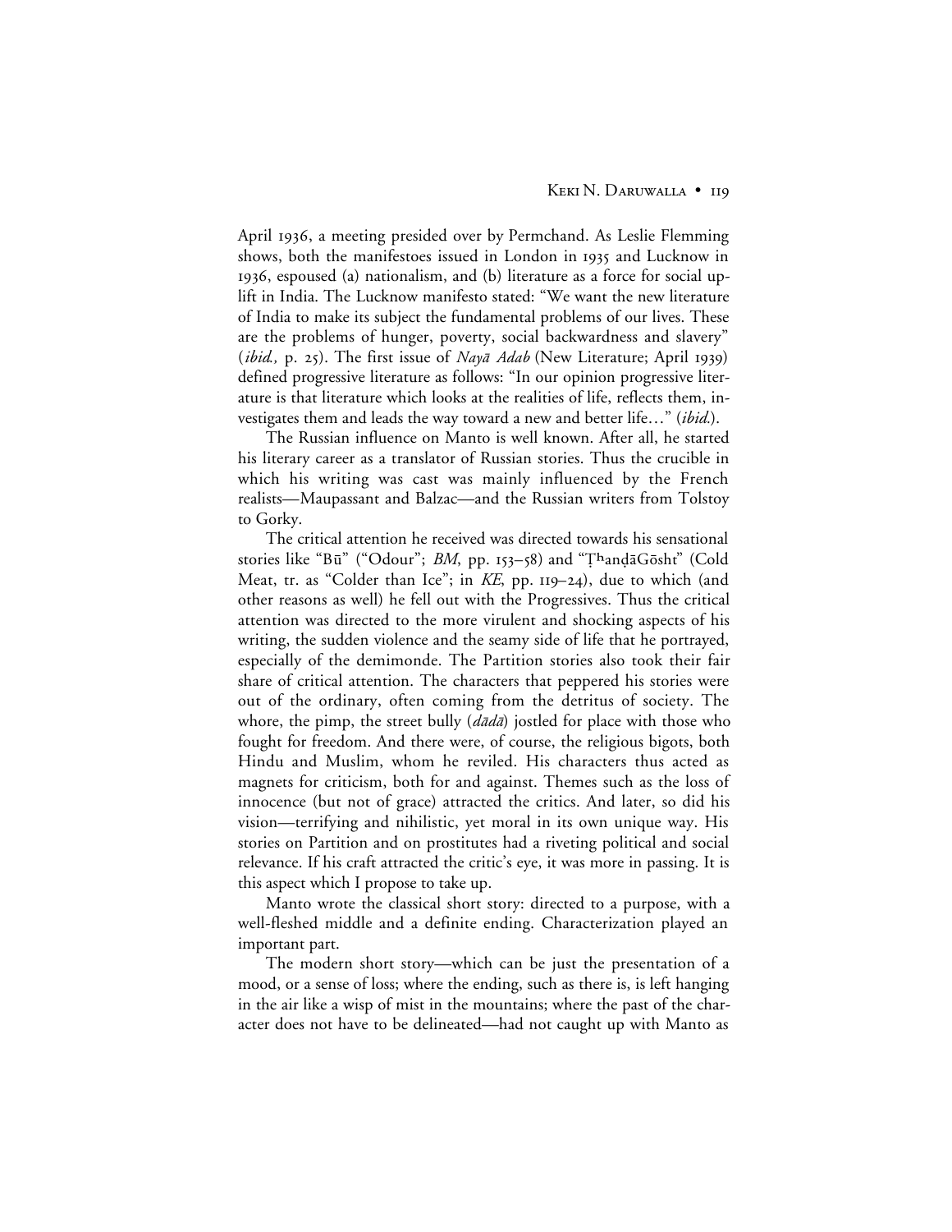April 1936, a meeting presided over by Permchand. As Leslie Flemming shows, both the manifestoes issued in London in 1935 and Lucknow in 1936, espoused (a) nationalism, and (b) literature as a force for social uplift in India. The Lucknow manifesto stated: "We want the new literature of India to make its subject the fundamental problems of our lives. These are the problems of hunger, poverty, social backwardness and slavery" (*ibid.,* p. 25). The first issue of *Nayā Adab* (New Literature; April 1939) defined progressive literature as follows: "In our opinion progressive literature is that literature which looks at the realities of life, reflects them, investigates them and leads the way toward a new and better life…" (*ibid.*).

The Russian influence on Manto is well known. After all, he started his literary career as a translator of Russian stories. Thus the crucible in which his writing was cast was mainly influenced by the French realists—Maupassant and Balzac—and the Russian writers from Tolstoy to Gorky.

The critical attention he received was directed towards his sensational stories like "Bū" ("Odour"; *BM*, pp. 153–58) and "Ṭʰanḍā Gōsht" (Cold Meat, tr. as "Colder than Ice"; in *KE*, pp. 119–24), due to which (and other reasons as well) he fell out with the Progressives. Thus the critical attention was directed to the more virulent and shocking aspects of his writing, the sudden violence and the seamy side of life that he portrayed, especially of the demimonde. The Partition stories also took their fair share of critical attention. The characters that peppered his stories were out of the ordinary, often coming from the detritus of society. The whore, the pimp, the street bully (*dādā*) jostled for place with those who fought for freedom. And there were, of course, the religious bigots, both Hindu and Muslim, whom he reviled. His characters thus acted as magnets for criticism, both for and against. Themes such as the loss of innocence (but not of grace) attracted the critics. And later, so did his vision—terrifying and nihilistic, yet moral in its own unique way. His stories on Partition and on prostitutes had a riveting political and social relevance. If his craft attracted the critic's eye, it was more in passing. It is this aspect which I propose to take up.

Manto wrote the classical short story: directed to a purpose, with a well-fleshed middle and a definite ending. Characterization played an important part.

The modern short story—which can be just the presentation of a mood, or a sense of loss; where the ending, such as there is, is left hanging in the air like a wisp of mist in the mountains; where the past of the character does not have to be delineated—had not caught up with Manto as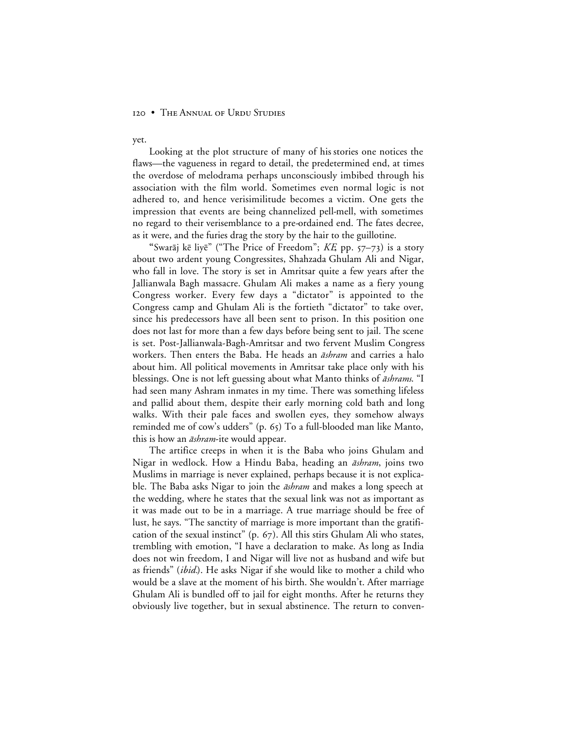yet.

Looking at the plot structure of many of his stories one notices the flaws—the vagueness in regard to detail, the predetermined end, at times the overdose of melodrama perhaps unconsciously imbibed through his association with the film world. Sometimes even normal logic is not adhered to, and hence verisimilitude becomes a victim. One gets the impression that events are being channelized pell-mell, with sometimes no regard to their verisemblance to a pre-ordained end. The fates decree, as it were, and the furies drag the story by the hair to the guillotine.

"Swarāj kē liyē" ("The Price of Freedom"; *KE*, pp. 57–73) is a story about two ardent young Congressites, Shahzada Ghulam Ali and Nigar, who fall in love. The story is set in Amritsar quite a few years after the Jallianwala Bagh massacre. Ghulam Ali makes a name as a fiery young Congress worker. Every few days a "dictator" is appointed to the Congress camp and Ghulam Ali is the fortieth "dictator" to take over, since his predecessors have all been sent to prison. In this position one does not last for more than a few days before being sent to jail. The scene is set. Post-Jallianwala-Bagh-Amritsar and two fervent Muslim Congress workers. Then enters the Baba. He heads an *āshram* and carries a halo about him. All political movements in Amritsar take place only with his blessings. One is not left guessing about what Manto thinks of *āshrams*. "I had seen many Ashram inmates in my time. There was something lifeless and pallid about them, despite their early morning cold bath and long walks. With their pale faces and swollen eyes, they somehow always reminded me of cow's udders" (p. 65) To a full-blooded man like Manto, this is how an *āshram*-ite would appear.

The artifice creeps in when it is the Baba who joins Ghulam and Nigar in wedlock. How a Hindu Baba, heading an *āshram*, joins two Muslims in marriage is never explained, perhaps because it is not explicable. The Baba asks Nigar to join the *āshram* and makes a long speech at the wedding, where he states that the sexual link was not as important as it was made out to be in a marriage. A true marriage should be free of lust, he says. "The sanctity of marriage is more important than the gratification of the sexual instinct" (p. 67). All this stirs Ghulam Ali who states, trembling with emotion, "I have a declaration to make. As long as India does not win freedom, I and Nigar will live not as husband and wife but as friends" (*ibid.*). He asks Nigar if she would like to mother a child who would be a slave at the moment of his birth. She wouldn't. After marriage Ghulam Ali is bundled off to jail for eight months. After he returns they obviously live together, but in sexual abstinence. The return to conven-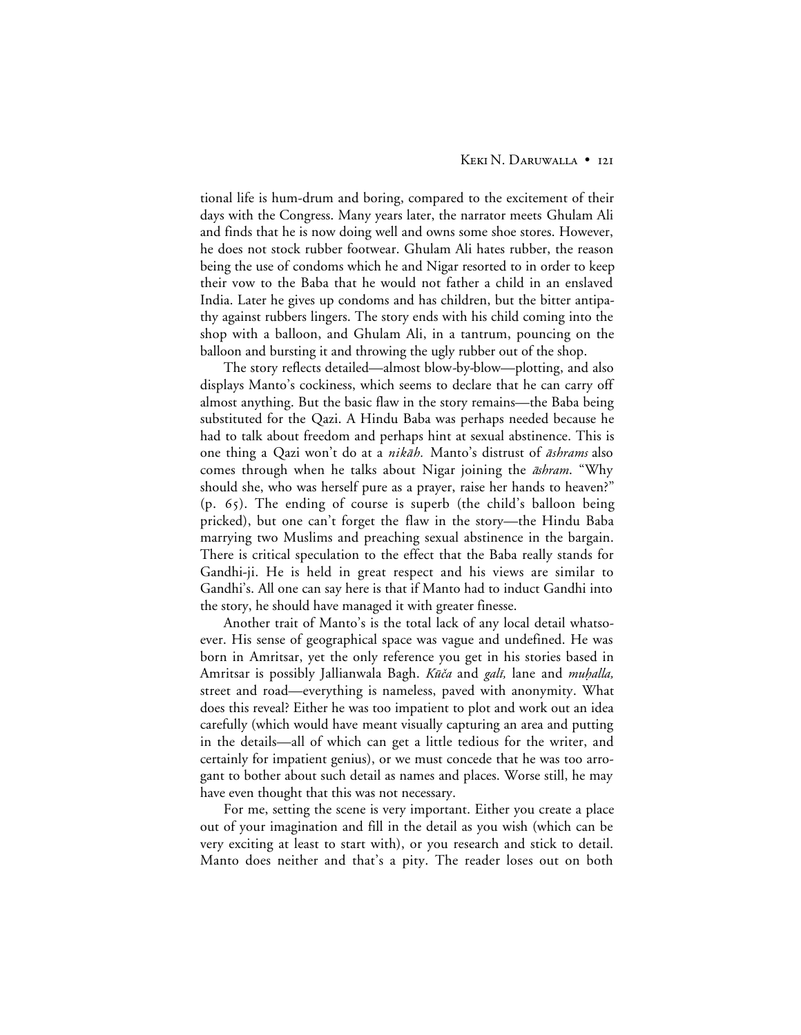tional life is hum-drum and boring, compared to the excitement of their days with the Congress. Many years later, the narrator meets Ghulam Ali and finds that he is now doing well and owns some shoe stores. However, he does not stock rubber footwear. Ghulam Ali hates rubber, the reason being the use of condoms which he and Nigar resorted to in order to keep their vow to the Baba that he would not father a child in an enslaved India. Later he gives up condoms and has children, but the bitter antipathy against rubbers lingers. The story ends with his child coming into the shop with a balloon, and Ghulam Ali, in a tantrum, pouncing on the balloon and bursting it and throwing the ugly rubber out of the shop.

The story reflects detailed—almost blow-by-blow—plotting, and also displays Manto's cockiness, which seems to declare that he can carry off almost anything. But the basic flaw in the story remains—the Baba being substituted for the Qazi. A Hindu Baba was perhaps needed because he had to talk about freedom and perhaps hint at sexual abstinence. This is one thing a Qazi won't do at a *nikāh.* Manto's distrust of *āshrams* also comes through when he talks about Nigar joining the *āshram*. "Why should she, who was herself pure as a prayer, raise her hands to heaven?" (p. 65). The ending of course is superb (the child's balloon being pricked), but one can't forget the flaw in the story—the Hindu Baba marrying two Muslims and preaching sexual abstinence in the bargain. There is critical speculation to the effect that the Baba really stands for Gandhi-ji. He is held in great respect and his views are similar to Gandhi's. All one can say here is that if Manto had to induct Gandhi into the story, he should have managed it with greater finesse.

Another trait of Manto's is the total lack of any local detail whatsoever. His sense of geographical space was vague and undefined. He was born in Amritsar, yet the only reference you get in his stories based in Amritsar is possibly Jallianwala Bagh. *Kūča* and *galī,* lane and *muḥalla,* street and road—everything is nameless, paved with anonymity. What does this reveal? Either he was too impatient to plot and work out an idea carefully (which would have meant visually capturing an area and putting in the details—all of which can get a little tedious for the writer, and certainly for impatient genius), or we must concede that he was too arrogant to bother about such detail as names and places. Worse still, he may have even thought that this was not necessary.

For me, setting the scene is very important. Either you create a place out of your imagination and fill in the detail as you wish (which can be very exciting at least to start with), or you research and stick to detail. Manto does neither and that's a pity. The reader loses out on both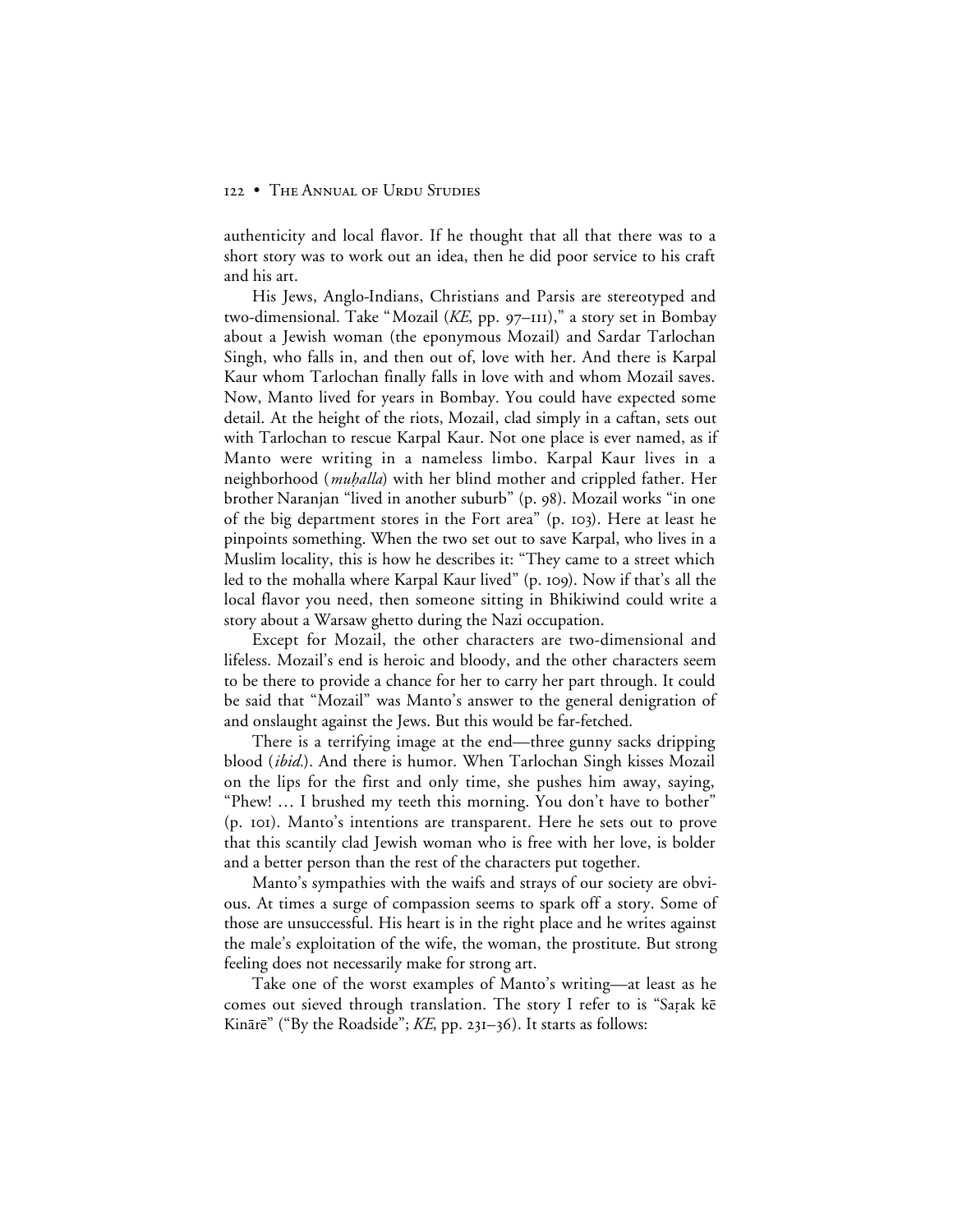authenticity and local flavor. If he thought that all that there was to a short story was to work out an idea, then he did poor service to his craft and his art.

His Jews, Anglo-Indians, Christians and Parsis are stereotyped and two-dimensional. Take "Mozail (*KE*, pp. 97–111)," a story set in Bombay about a Jewish woman (the eponymous Mozail) and Sardar Tarlochan Singh, who falls in, and then out of, love with her. And there is Karpal Kaur whom Tarlochan finally falls in love with and whom Mozail saves. Now, Manto lived for years in Bombay. You could have expected some detail. At the height of the riots, Mozail, clad simply in a caftan, sets out with Tarlochan to rescue Karpal Kaur. Not one place is ever named, as if Manto were writing in a nameless limbo. Karpal Kaur lives in a neighborhood (*muḥalla*) with her blind mother and crippled father. Her brother Naranjan "lived in another suburb" (p. 98). Mozail works "in one of the big department stores in the Fort area" (p. 103). Here at least he pinpoints something. When the two set out to save Karpal, who lives in a Muslim locality, this is how he describes it: "They came to a street which led to the mohalla where Karpal Kaur lived" (p. 109). Now if that's all the local flavor you need, then someone sitting in Bhikiwind could write a story about a Warsaw ghetto during the Nazi occupation.

Except for Mozail, the other characters are two-dimensional and lifeless. Mozail's end is heroic and bloody, and the other characters seem to be there to provide a chance for her to carry her part through. It could be said that "Mozail" was Manto's answer to the general denigration of and onslaught against the Jews. But this would be far-fetched.

There is a terrifying image at the end—three gunny sacks dripping blood (*ibid.*). And there is humor. When Tarlochan Singh kisses Mozail on the lips for the first and only time, she pushes him away, saying, "Phew! … I brushed my teeth this morning. You don't have to bother" (p. 101). Manto's intentions are transparent. Here he sets out to prove that this scantily clad Jewish woman who is free with her love, is bolder and a better person than the rest of the characters put together.

Manto's sympathies with the waifs and strays of our society are obvious. At times a surge of compassion seems to spark off a story. Some of those are unsuccessful. His heart is in the right place and he writes against the male's exploitation of the wife, the woman, the prostitute. But strong feeling does not necessarily make for strong art.

Take one of the worst examples of Manto's writing—at least as he comes out sieved through translation. The story I refer to is "Saṛak kē Kinārē" ("By the Roadside"; *KE*, pp. 231–36). It starts as follows: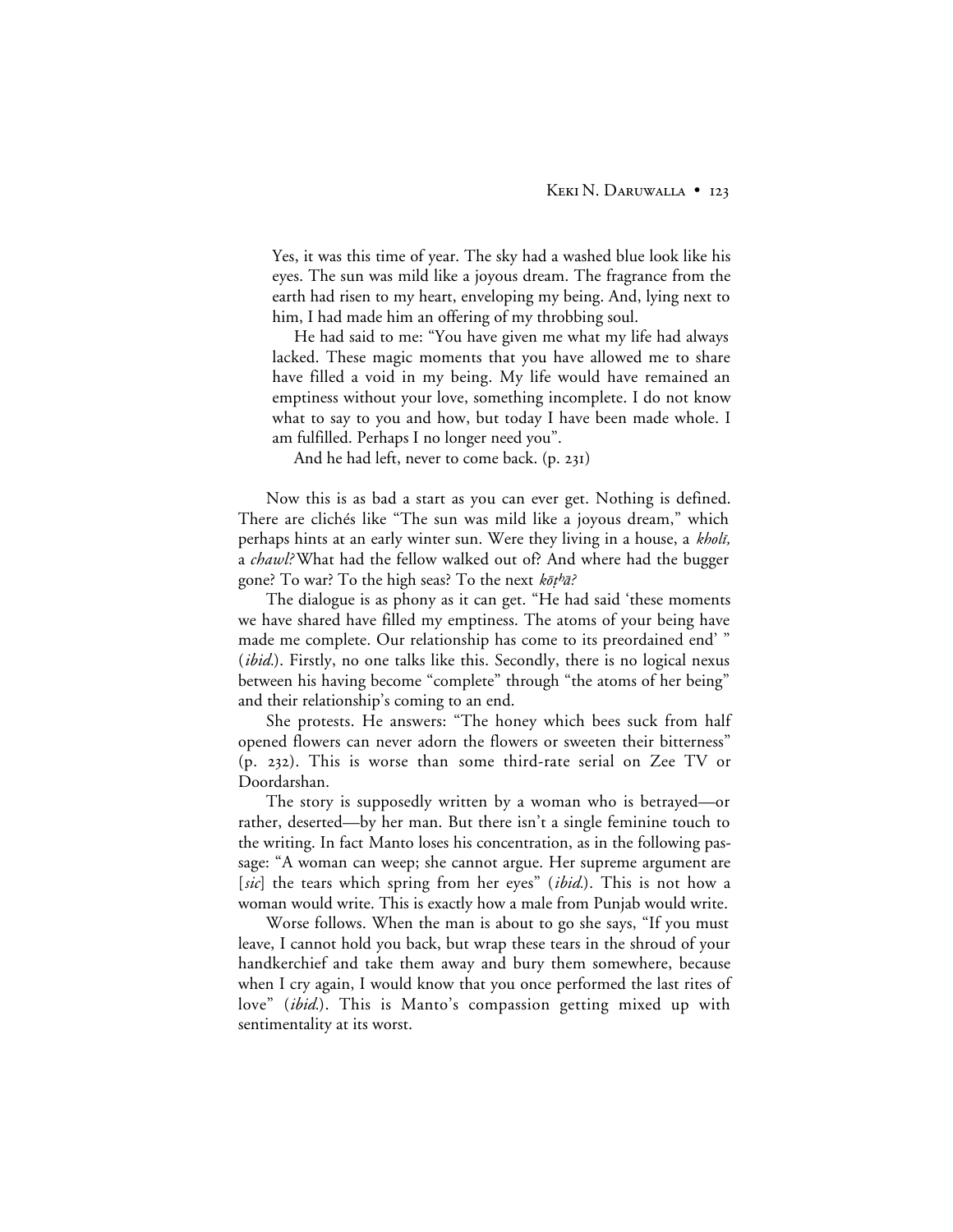> Yes, it was this time of year. The sky had a washed blue look like his eyes. The sun was mild like a joyous dream. The fragrance from the earth had risen to my heart, enveloping my being. And, lying next to him, I had made him an offering of my throbbing soul.
>
> He had said to me: "You have given me what my life had always lacked. These magic moments that you have allowed me to share have filled a void in my being. My life would have remained an emptiness without your love, something incomplete. I do not know what to say to you and how, but today I have been made whole. I am fulfilled. Perhaps I no longer need you".
>
> And he had left, never to come back. (p. 231)

Now this is as bad a start as you can ever get. Nothing is defined. There are clichés like "The sun was mild like a joyous dream," which perhaps hints at an early winter sun. Were they living in a house, a *kholī,* a *chawl?* What had the fellow walked out of? And where had the bugger gone? To war? To the high seas? To the next *kōṭʰā?*

The dialogue is as phony as it can get. "He had said 'these moments we have shared have filled my emptiness. The atoms of your being have made me complete. Our relationship has come to its preordained end' " (*ibid.*). Firstly, no one talks like this. Secondly, there is no logical nexus between his having become "complete" through "the atoms of her being" and their relationship's coming to an end.

She protests. He answers: "The honey which bees suck from half opened flowers can never adorn the flowers or sweeten their bitterness" (p. 232). This is worse than some third-rate serial on Zee TV or Doordarshan.

The story is supposedly written by a woman who is betrayed—or rather, deserted—by her man. But there isn't a single feminine touch to the writing. In fact Manto loses his concentration, as in the following passage: "A woman can weep; she cannot argue. Her supreme argument are [*sic*] the tears which spring from her eyes" (*ibid.*). This is not how a woman would write. This is exactly how a male from Punjab would write.

Worse follows. When the man is about to go she says, "If you must leave, I cannot hold you back, but wrap these tears in the shroud of your handkerchief and take them away and bury them somewhere, because when I cry again, I would know that you once performed the last rites of love" (*ibid.*). This is Manto's compassion getting mixed up with sentimentality at its worst.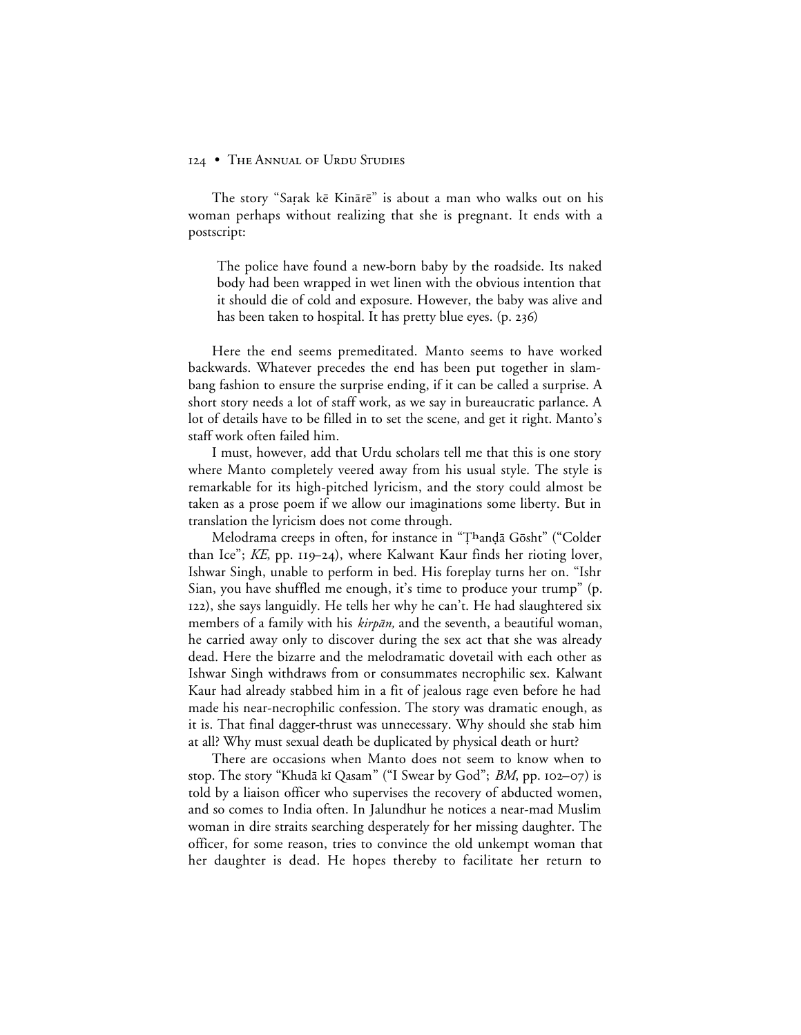The story "Saṛak kē Kinārē" is about a man who walks out on his woman perhaps without realizing that she is pregnant. It ends with a postscript:

> The police have found a new-born baby by the roadside. Its naked body had been wrapped in wet linen with the obvious intention that it should die of cold and exposure. However, the baby was alive and has been taken to hospital. It has pretty blue eyes. (p. 236)

Here the end seems premeditated. Manto seems to have worked backwards. Whatever precedes the end has been put together in slam-bang fashion to ensure the surprise ending, if it can be called a surprise. A short story needs a lot of staff work, as we say in bureaucratic parlance. A lot of details have to be filled in to set the scene, and get it right. Manto's staff work often failed him.

I must, however, add that Urdu scholars tell me that this is one story where Manto completely veered away from his usual style. The style is remarkable for its high-pitched lyricism, and the story could almost be taken as a prose poem if we allow our imaginations some liberty. But in translation the lyricism does not come through.

Melodrama creeps in often, for instance in "Ṭʰanḍā Gōsht" ("Colder than Ice"; *KE*, pp. 119–24), where Kalwant Kaur finds her rioting lover, Ishwar Singh, unable to perform in bed. His foreplay turns her on. "Ishr Sian, you have shuffled me enough, it's time to produce your trump" (p. 122), she says languidly. He tells her why he can't. He had slaughtered six members of a family with his *kirpān,* and the seventh, a beautiful woman, he carried away only to discover during the sex act that she was already dead. Here the bizarre and the melodramatic dovetail with each other as Ishwar Singh withdraws from or consummates necrophilic sex. Kalwant Kaur had already stabbed him in a fit of jealous rage even before he had made his near-necrophilic confession. The story was dramatic enough, as it is. That final dagger-thrust was unnecessary. Why should she stab him at all? Why must sexual death be duplicated by physical death or hurt?

There are occasions when Manto does not seem to know when to stop. The story "Khudā kī Qasam" ("I Swear by God"; *BM*, pp. 102–07) is told by a liaison officer who supervises the recovery of abducted women, and so comes to India often. In Jalundhur he notices a near-mad Muslim woman in dire straits searching desperately for her missing daughter. The officer, for some reason, tries to convince the old unkempt woman that her daughter is dead. He hopes thereby to facilitate her return to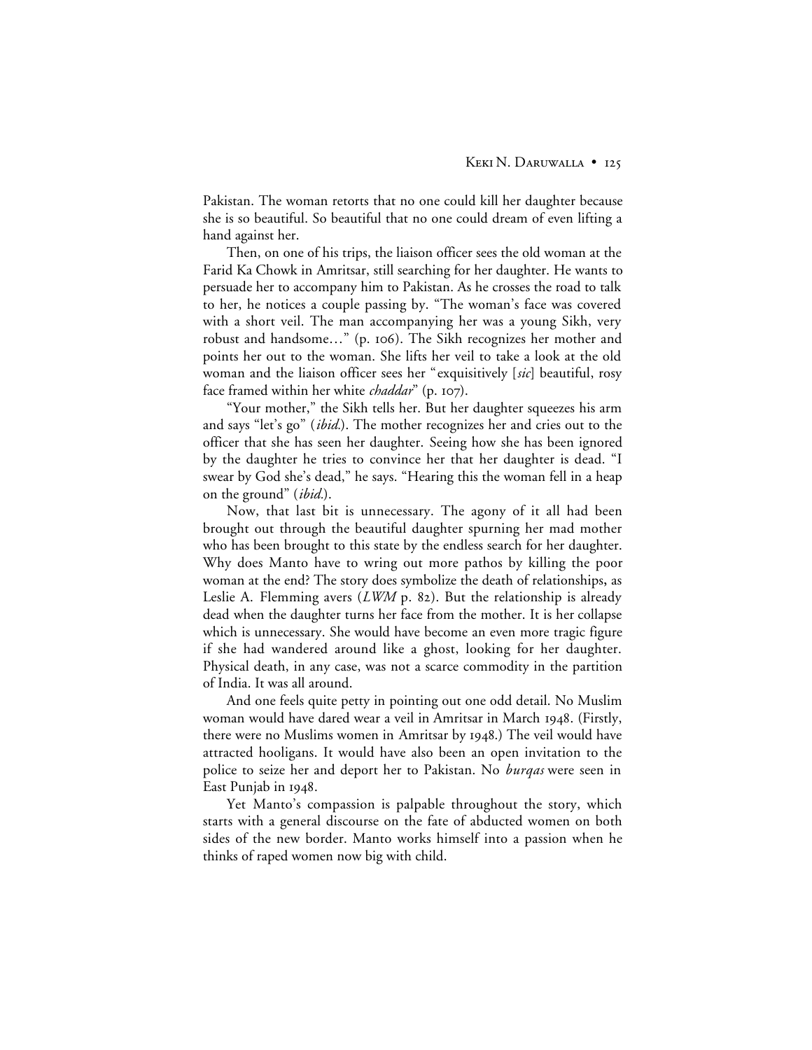Pakistan. The woman retorts that no one could kill her daughter because she is so beautiful. So beautiful that no one could dream of even lifting a hand against her.

Then, on one of his trips, the liaison officer sees the old woman at the Farid Ka Chowk in Amritsar, still searching for her daughter. He wants to persuade her to accompany him to Pakistan. As he crosses the road to talk to her, he notices a couple passing by. "The woman's face was covered with a short veil. The man accompanying her was a young Sikh, very robust and handsome…" (p. 106). The Sikh recognizes her mother and points her out to the woman. She lifts her veil to take a look at the old woman and the liaison officer sees her "exquisitively [*sic*] beautiful, rosy face framed within her white *chaddar*" (p. 107).

"Your mother," the Sikh tells her. But her daughter squeezes his arm and says "let's go" (*ibid.*). The mother recognizes her and cries out to the officer that she has seen her daughter. Seeing how she has been ignored by the daughter he tries to convince her that her daughter is dead. "I swear by God she's dead," he says. "Hearing this the woman fell in a heap on the ground" (*ibid.*).

Now, that last bit is unnecessary. The agony of it all had been brought out through the beautiful daughter spurning her mad mother who has been brought to this state by the endless search for her daughter. Why does Manto have to wring out more pathos by killing the poor woman at the end? The story does symbolize the death of relationships, as Leslie A. Flemming avers (*LWM* p. 82). But the relationship is already dead when the daughter turns her face from the mother. It is her collapse which is unnecessary. She would have become an even more tragic figure if she had wandered around like a ghost, looking for her daughter. Physical death, in any case, was not a scarce commodity in the partition of India. It was all around.

And one feels quite petty in pointing out one odd detail. No Muslim woman would have dared wear a veil in Amritsar in March 1948. (Firstly, there were no Muslims women in Amritsar by 1948.) The veil would have attracted hooligans. It would have also been an open invitation to the police to seize her and deport her to Pakistan. No *burqas* were seen in East Punjab in 1948.

Yet Manto's compassion is palpable throughout the story, which starts with a general discourse on the fate of abducted women on both sides of the new border. Manto works himself into a passion when he thinks of raped women now big with child.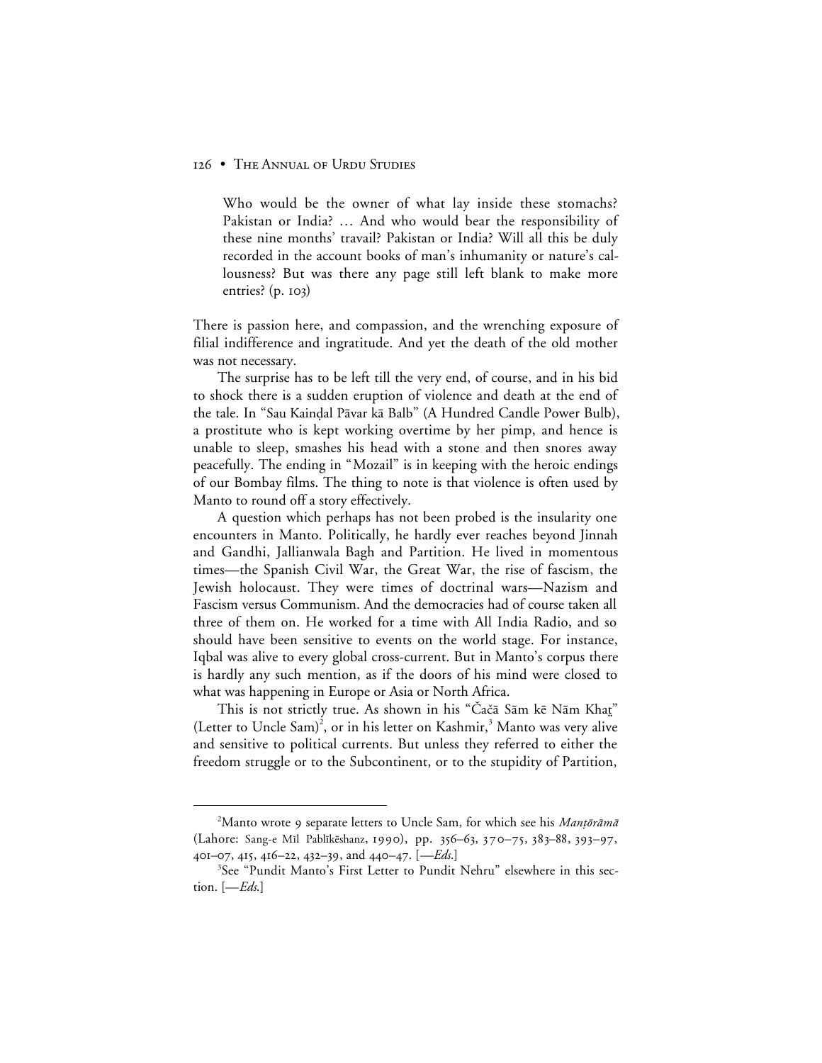> Who would be the owner of what lay inside these stomachs? Pakistan or India? … And who would bear the responsibility of these nine months' travail? Pakistan or India? Will all this be duly recorded in the account books of man's inhumanity or nature's callousness? But was there any page still left blank to make more entries? (p. 103)

There is passion here, and compassion, and the wrenching exposure of filial indifference and ingratitude. And yet the death of the old mother was not necessary.

The surprise has to be left till the very end, of course, and in his bid to shock there is a sudden eruption of violence and death at the end of the tale. In "Sau Kainḍal Pāvar kā Balb" (A Hundred Candle Power Bulb), a prostitute who is kept working overtime by her pimp, and hence is unable to sleep, smashes his head with a stone and then snores away peacefully. The ending in "Mozail" is in keeping with the heroic endings of our Bombay films. The thing to note is that violence is often used by Manto to round off a story effectively.

A question which perhaps has not been probed is the insularity one encounters in Manto. Politically, he hardly ever reaches beyond Jinnah and Gandhi, Jallianwala Bagh and Partition. He lived in momentous times—the Spanish Civil War, the Great War, the rise of fascism, the Jewish holocaust. They were times of doctrinal wars—Nazism and Fascism versus Communism. And the democracies had of course taken all three of them on. He worked for a time with All India Radio, and so should have been sensitive to events on the world stage. For instance, Iqbal was alive to every global cross-current. But in Manto's corpus there is hardly any such mention, as if the doors of his mind were closed to what was happening in Europe or Asia or North Africa.

This is not strictly true. As shown in his "Čačā Sām kē Nām Khaṯ" (Letter to Uncle Sam)[2], or in his letter on Kashmir,[3] Manto was very alive and sensitive to political currents. But unless they referred to either the freedom struggle or to the Subcontinent, or to the stupidity of Partition,

---

[2]Manto wrote 9 separate letters to Uncle Sam, for which see his *Manṭōrāmā* (Lahore: Sang-e Mīl Pablīkēshanz, 1990), pp. 356–63, 370–75, 383–88, 393–97, 401–07, 415, 416–22, 432–39, and 440–47. [—*Eds.*]

[3]See "Pundit Manto's First Letter to Pundit Nehru" elsewhere in this section. [—*Eds.*]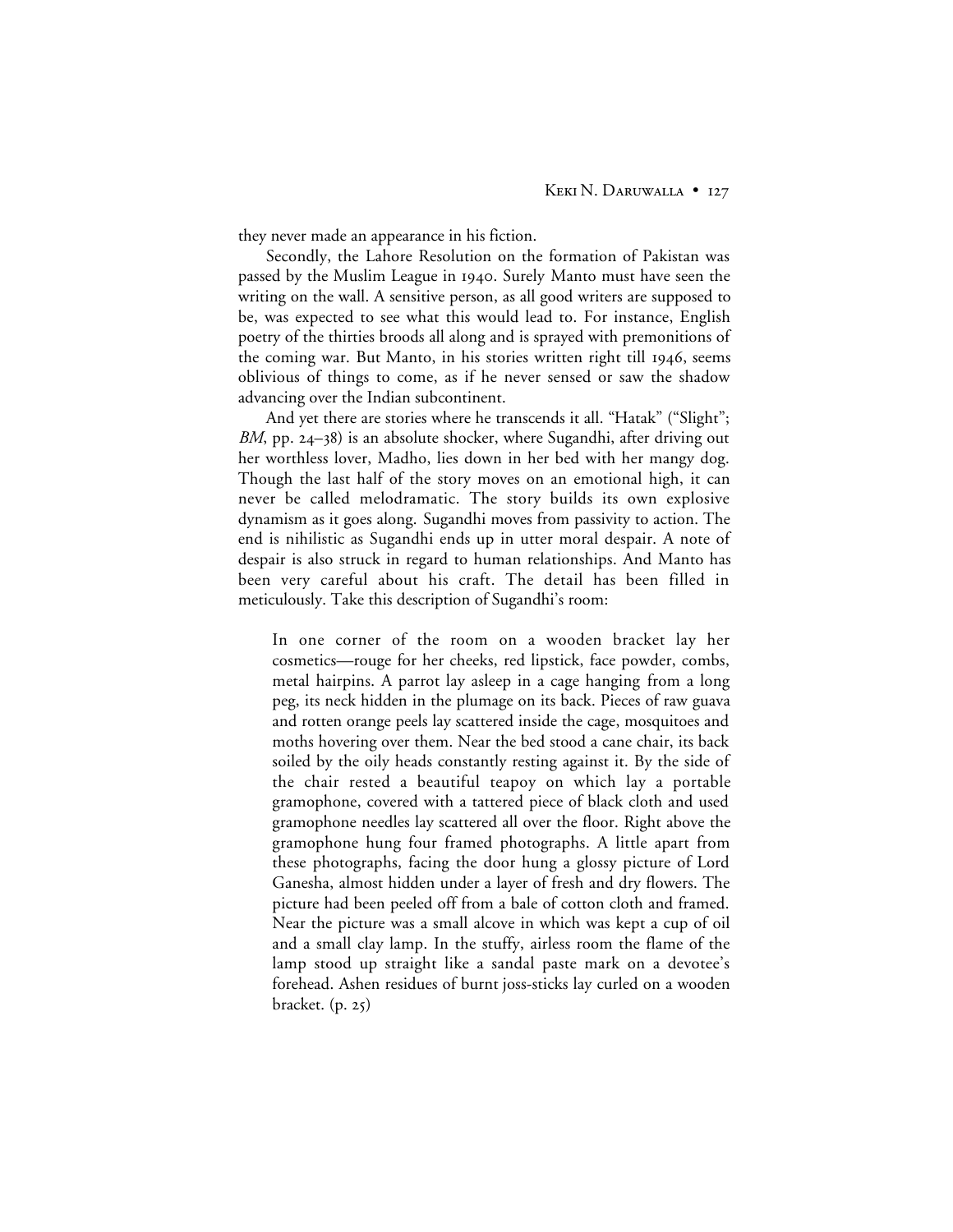they never made an appearance in his fiction.

Secondly, the Lahore Resolution on the formation of Pakistan was passed by the Muslim League in 1940. Surely Manto must have seen the writing on the wall. A sensitive person, as all good writers are supposed to be, was expected to see what this would lead to. For instance, English poetry of the thirties broods all along and is sprayed with premonitions of the coming war. But Manto, in his stories written right till 1946, seems oblivious of things to come, as if he never sensed or saw the shadow advancing over the Indian subcontinent.

And yet there are stories where he transcends it all. "Hatak" ("Slight"; *BM*, pp. 24–38) is an absolute shocker, where Sugandhi, after driving out her worthless lover, Madho, lies down in her bed with her mangy dog. Though the last half of the story moves on an emotional high, it can never be called melodramatic. The story builds its own explosive dynamism as it goes along. Sugandhi moves from passivity to action. The end is nihilistic as Sugandhi ends up in utter moral despair. A note of despair is also struck in regard to human relationships. And Manto has been very careful about his craft. The detail has been filled in meticulously. Take this description of Sugandhi's room:

> In one corner of the room on a wooden bracket lay her cosmetics—rouge for her cheeks, red lipstick, face powder, combs, metal hairpins. A parrot lay asleep in a cage hanging from a long peg, its neck hidden in the plumage on its back. Pieces of raw guava and rotten orange peels lay scattered inside the cage, mosquitoes and moths hovering over them. Near the bed stood a cane chair, its back soiled by the oily heads constantly resting against it. By the side of the chair rested a beautiful teapoy on which lay a portable gramophone, covered with a tattered piece of black cloth and used gramophone needles lay scattered all over the floor. Right above the gramophone hung four framed photographs. A little apart from these photographs, facing the door hung a glossy picture of Lord Ganesha, almost hidden under a layer of fresh and dry flowers. The picture had been peeled off from a bale of cotton cloth and framed. Near the picture was a small alcove in which was kept a cup of oil and a small clay lamp. In the stuffy, airless room the flame of the lamp stood up straight like a sandal paste mark on a devotee's forehead. Ashen residues of burnt joss-sticks lay curled on a wooden bracket. (p. 25)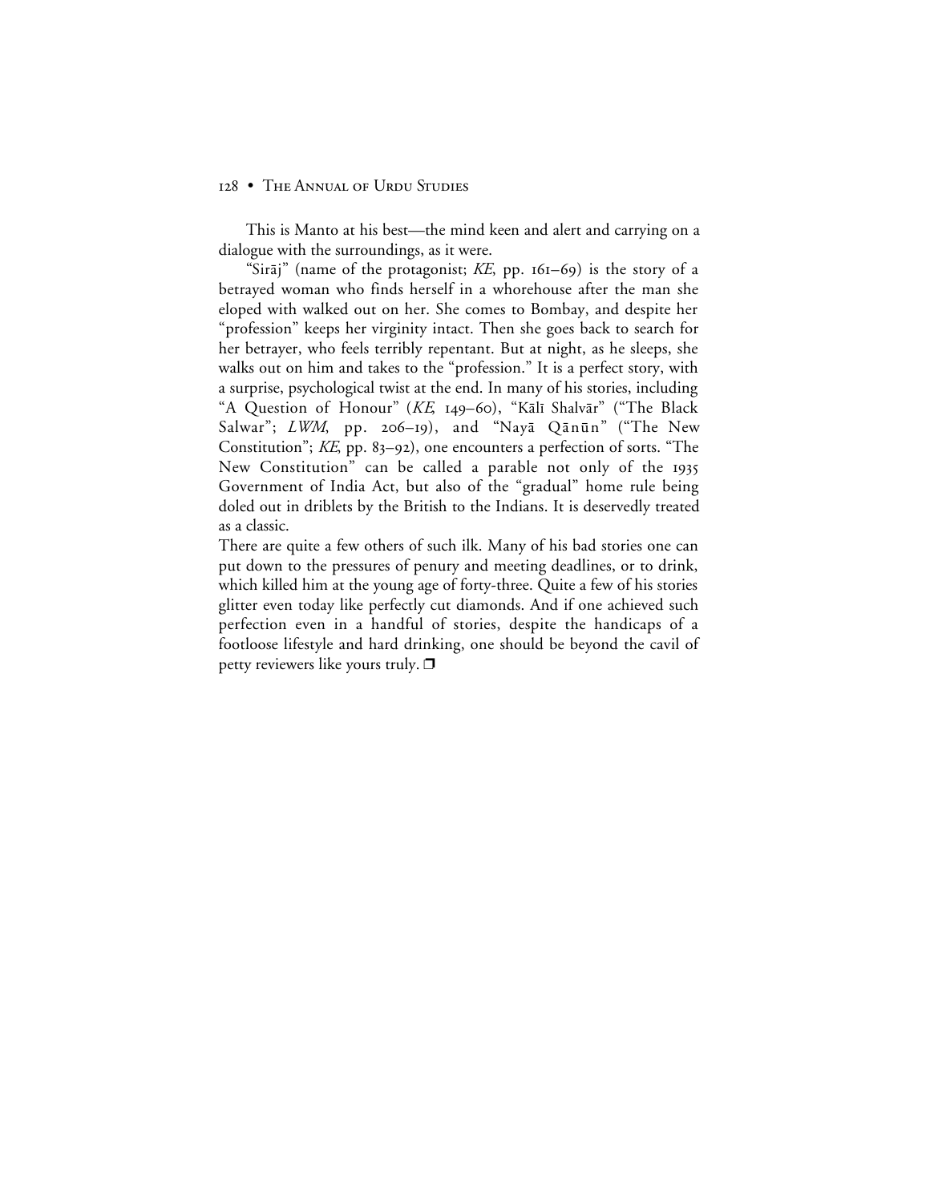This is Manto at his best—the mind keen and alert and carrying on a dialogue with the surroundings, as it were.

"Sirāj" (name of the protagonist; *KE*, pp. 161–69) is the story of a betrayed woman who finds herself in a whorehouse after the man she eloped with walked out on her. She comes to Bombay, and despite her "profession" keeps her virginity intact. Then she goes back to search for her betrayer, who feels terribly repentant. But at night, as he sleeps, she walks out on him and takes to the "profession." It is a perfect story, with a surprise, psychological twist at the end. In many of his stories, including "A Question of Honour" (*KE*, 149–60), "Kālī Shalvār" ("The Black Salwar"; *LWM*, pp. 206–19), and "Nayā Qānūn" ("The New Constitution"; *KE*, pp. 83–92), one encounters a perfection of sorts. "The New Constitution" can be called a parable not only of the 1935 Government of India Act, but also of the "gradual" home rule being doled out in driblets by the British to the Indians. It is deservedly treated as a classic.

There are quite a few others of such ilk. Many of his bad stories one can put down to the pressures of penury and meeting deadlines, or to drink, which killed him at the young age of forty-three. Quite a few of his stories glitter even today like perfectly cut diamonds. And if one achieved such perfection even in a handful of stories, despite the handicaps of a footloose lifestyle and hard drinking, one should be beyond the cavil of petty reviewers like yours truly. ❐